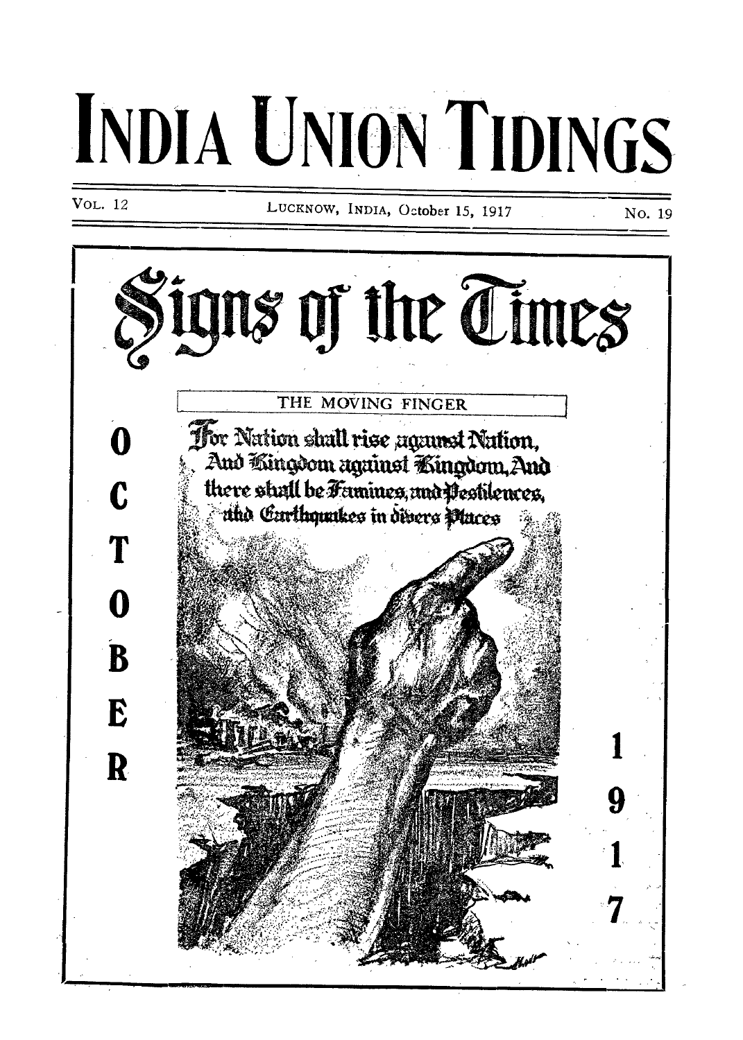# INDIA UNION TIDINGS

VOL. 12 LUCKNOW, INDIA, October 15, 1917 No. 19

## Signs of the Times

THE MOVING FINGER

For Nation shall rise against Nation, And Kingdom against Kingdom, And there shall be Famines, and Pestilences, and Earthquakes in divers Places

OCTOBER

1917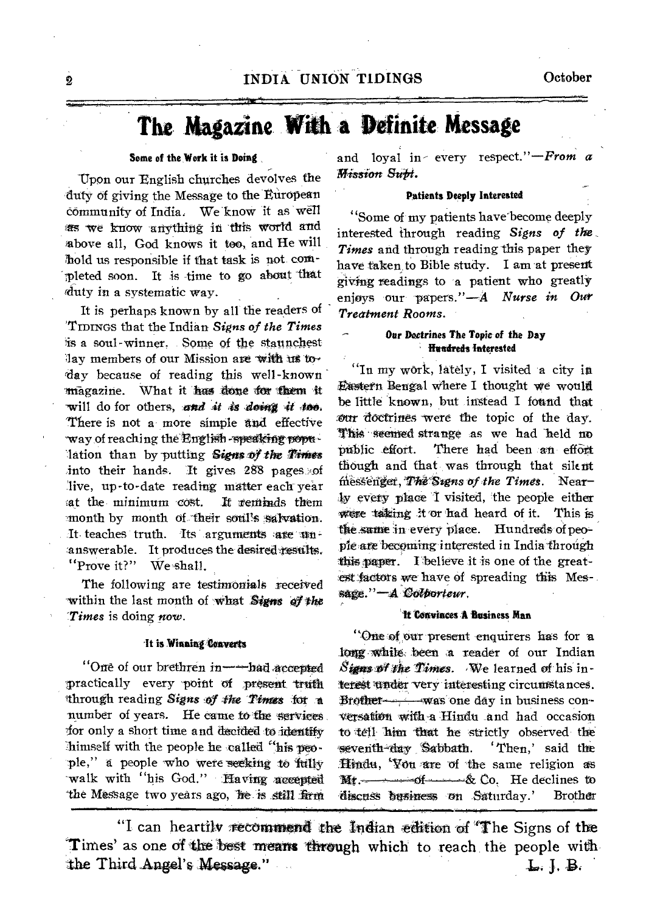# The Magazine With a Definite Message

### Some of the Work it is Doing

Upon our English churches devolves the duty of giving the Message to the European community of India. We know it as well as we know anything in this world and above all, God knows it too, and He will hold us responsible if that task is not completed soon. It is time to go about that duty in a systematic way.

It is perhaps known by all the readers of TIDINGS that the Indian *Signs of the Times* is a soul-winner. Some of the staunchest lay members of our Mission are with us to-day because of reading this well-known magazine. What it has done for them it will do for others, ***and it is doing it too.*** There is not a more simple and effective way of reaching the English-speaking population than by putting ***Signs of the Times*** into their hands. It gives 288 pages of live, up-to-date reading matter each year at the minimum cost. It reminds them month by month of their soul's salvation. It teaches truth. Its arguments are unanswerable. It produces the desired results. "Prove it?" We shall.

The following are testimonials received within the last month of what ***Signs of the Times*** is doing *now*.

### It is Winning Converts

"One of our brethren in——had accepted practically every point of present truth through reading *Signs of the Times* for a number of years. He came to the services for only a short time and decided to identify himself with the people he called "his people," a people who were seeking to fully walk with "his God." Having accepted the Message two years ago, he is still firm and loyal in every respect."—*From a Mission Supt.*

### Patients Deeply Interested

"Some of my patients have become deeply interested through reading *Signs of the Times* and through reading this paper they have taken to Bible study. I am at present giving readings to a patient who greatly enjoys our papers."—*A Nurse in Our Treatment Rooms.*

### Our Doctrines The Topic of the Day
### Hundreds Interested

"In my work, lately, I visited a city in Eastern Bengal where I thought we would be little known, but instead I found that our doctrines were the topic of the day. This seemed strange as we had held no public effort. There had been an effort though and that was through that silent messenger, ***The Signs of the Times.*** Nearly every place I visited, the people either were taking it or had heard of it. This is the same in every place. Hundreds of people are becoming interested in India through this paper. I believe it is one of the greatest factors we have of spreading this Message."—*A Colporteur.*

### It Convinces A Business Man

"One of our present enquirers has for a long while been a reader of our Indian *Signs of the Times*. We learned of his interest under very interesting circumstances. Brother——was one day in business conversation with a Hindu and had occasion to tell him that he strictly observed the seventh-day Sabbath. 'Then,' said the Hindu, 'You are of the same religion as Mr.——of——& Co. He declines to discuss business on Saturday.' Brother

"I can heartily recommend the Indian edition of 'The Signs of the Times' as one of the best means through which to reach the people with the Third Angel's Message." L. J. B.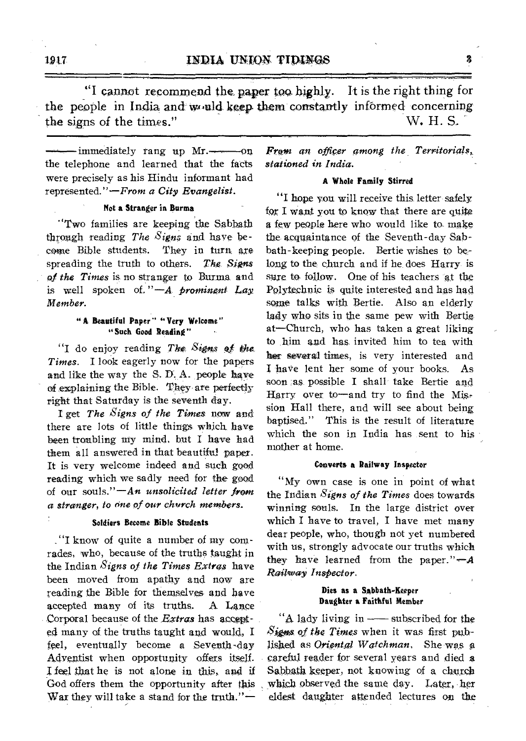"I cannot recommend the paper too highly. It is the right thing for the people in India and would keep them constantly informed concerning the signs of the times." W. H. S.

——— immediately rang up Mr.——— on the telephone and learned that the facts were precisely as his Hindu informant had represented."—*From a City Evangelist.*

#### Not a Stranger in Burma

"Two families are keeping the Sabbath through reading *The Signs* and have become Bible students. They in turn are spreading the truth to others. *The Signs of the Times* is no stranger to Burma and is well spoken of."—*A prominent Lay Member.*

#### "A Beautiful Paper" "Very Welcome" "Such Good Reading"

"I do enjoy reading *The Signs of the Times*. I look eagerly now for the papers and like the way the S. D. A. people have of explaining the Bible. They are perfectly right that Saturday is the seventh day.

I get *The Signs of the Times* now and there are lots of little things which have been troubling my mind, but I have had them all answered in that beautiful paper. It is very welcome indeed and such good reading which we sadly need for the good of our souls."—*An unsolicited letter from a stranger, to one of our church members.*

#### Soldiers Become Bible Students

"I know of quite a number of my comrades, who, because of the truths taught in the Indian *Signs of the Times Extras* have been moved from apathy and now are reading the Bible for themselves and have accepted many of its truths. A Lance Corporal because of the *Extras* has accepted many of the truths taught and would, I feel, eventually become a Seventh-day Adventist when opportunity offers itself. I feel that he is not alone in this, and if God offers them the opportunity after this War they will take a stand for the truth."—*From an officer among the Territorials, stationed in India.*

#### A Whole Family Stirred

"I hope you will receive this letter safely for I want you to know that there are quite a few people here who would like to make the acquaintance of the Seventh-day Sabbath-keeping people. Bertie wishes to belong to the church and if he does Harry is sure to follow. One of his teachers at the Polytechnic is quite interested and has had some talks with Bertie. Also an elderly lady who sits in the same pew with Bertie at—Church, who has taken a great liking to him and has invited him to tea with her several times, is very interested and I have lent her some of your books. As soon as possible I shall take Bertie and Harry over to—and try to find the Mission Hall there, and will see about being baptised." This is the result of literature which the son in India has sent to his mother at home.

#### Converts a Railway Inspector

"My own case is one in point of what the Indian *Signs of the Times* does towards winning souls. In the large district over which I have to travel, I have met many dear people, who, though not yet numbered with us, strongly advocate our truths which they have learned from the paper."—*A Railway Inspector.*

#### Dies as a Sabbath-Keeper Daughter a Faithful Member

"A lady living in ——— subscribed for the *Signs of the Times* when it was first published as *Oriental Watchman*. She was a careful reader for several years and died a Sabbath keeper, not knowing of a church which observed the same day. Later, her eldest daughter attended lectures on the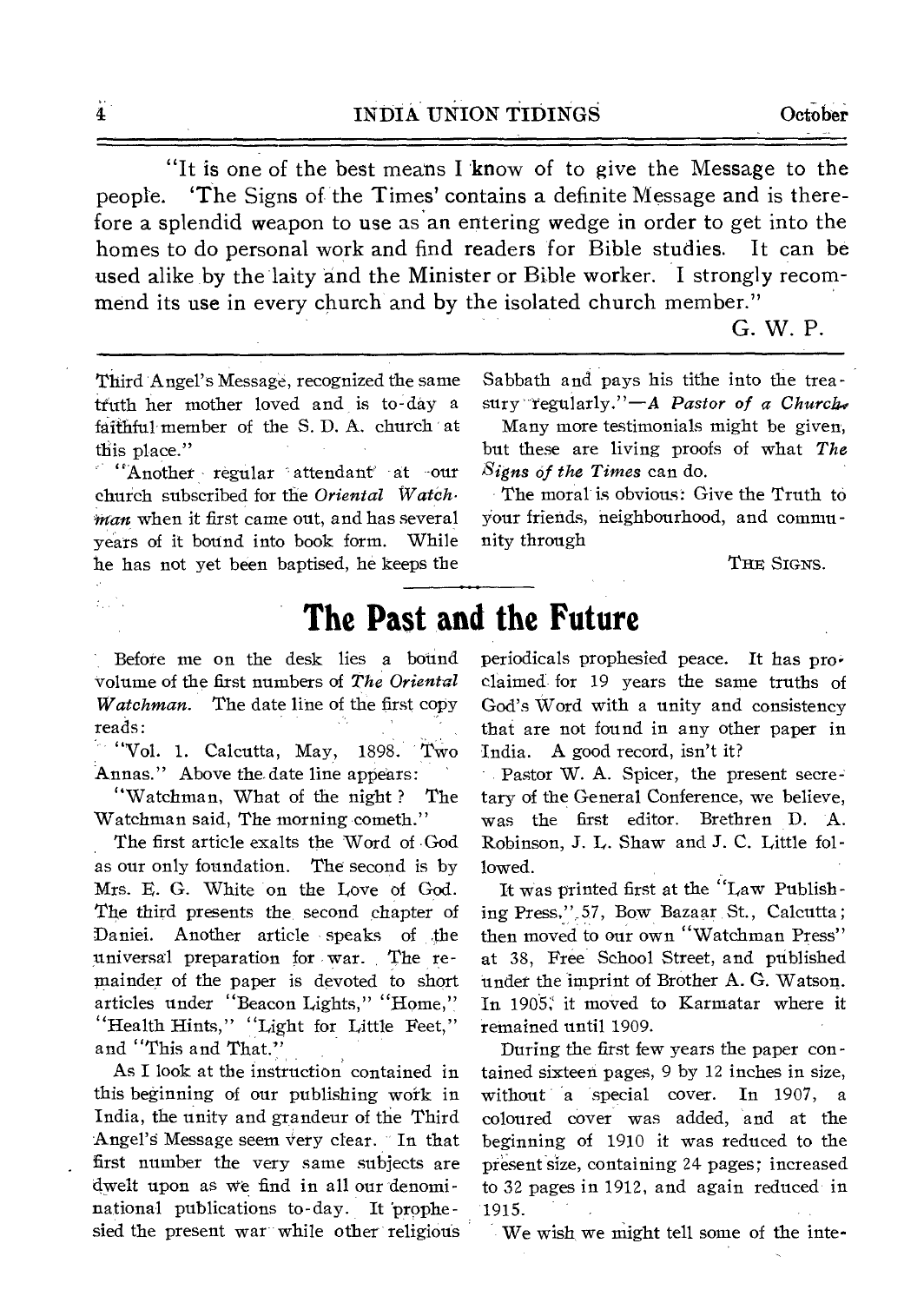"It is one of the best means I know of to give the Message to the people. 'The Signs of the Times' contains a definite Message and is therefore a splendid weapon to use as an entering wedge in order to get into the homes to do personal work and find readers for Bible studies. It can be used alike by the laity and the Minister or Bible worker. I strongly recommend its use in every church and by the isolated church member."

G. W. P.

---

Third Angel's Message, recognized the same truth her mother loved and is to-day a faithful member of the S. D. A. church at this place."

"Another regular attendant at our church subscribed for the *Oriental Watchman* when it first came out, and has several years of it bound into book form. While he has not yet been baptised, he keeps the Sabbath and pays his tithe into the treasury regularly."—*A Pastor of a Church*

Many more testimonials might be given, but these are living proofs of what *The Signs of the Times* can do.

The moral is obvious: Give the Truth to your friends, neighbourhood, and community through

THE SIGNS.

# The Past and the Future

Before me on the desk lies a bound volume of the first numbers of *The Oriental Watchman*. The date line of the first copy reads:

"Vol. 1. Calcutta, May, 1898. Two Annas." Above the date line appears:

"Watchman, What of the night? The Watchman said, The morning cometh."

The first article exalts the Word of God as our only foundation. The second is by Mrs. E. G. White on the Love of God. The third presents the second chapter of Daniel. Another article speaks of the universal preparation for war. The remainder of the paper is devoted to short articles under "Beacon Lights," "Home," "Health Hints," "Light for Little Feet," and "This and That."

As I look at the instruction contained in this beginning of our publishing work in India, the unity and grandeur of the Third Angel's Message seem very clear. In that first number the very same subjects are dwelt upon as we find in all our denominational publications to-day. It prophesied the present war while other religious periodicals prophesied peace. It has proclaimed for 19 years the same truths of God's Word with a unity and consistency that are not found in any other paper in India. A good record, isn't it?

Pastor W. A. Spicer, the present secretary of the General Conference, we believe, was the first editor. Brethren D. A. Robinson, J. L. Shaw and J. C. Little followed.

It was printed first at the "Law Publishing Press," 57, Bow Bazaar St., Calcutta; then moved to our own "Watchman Press" at 38, Free School Street, and published under the imprint of Brother A. G. Watson. In 1905, it moved to Karmatar where it remained until 1909.

During the first few years the paper contained sixteen pages, 9 by 12 inches in size, without a special cover. In 1907, a coloured cover was added, and at the beginning of 1910 it was reduced to the present size, containing 24 pages; increased to 32 pages in 1912, and again reduced in 1915.

We wish we might tell some of the inte-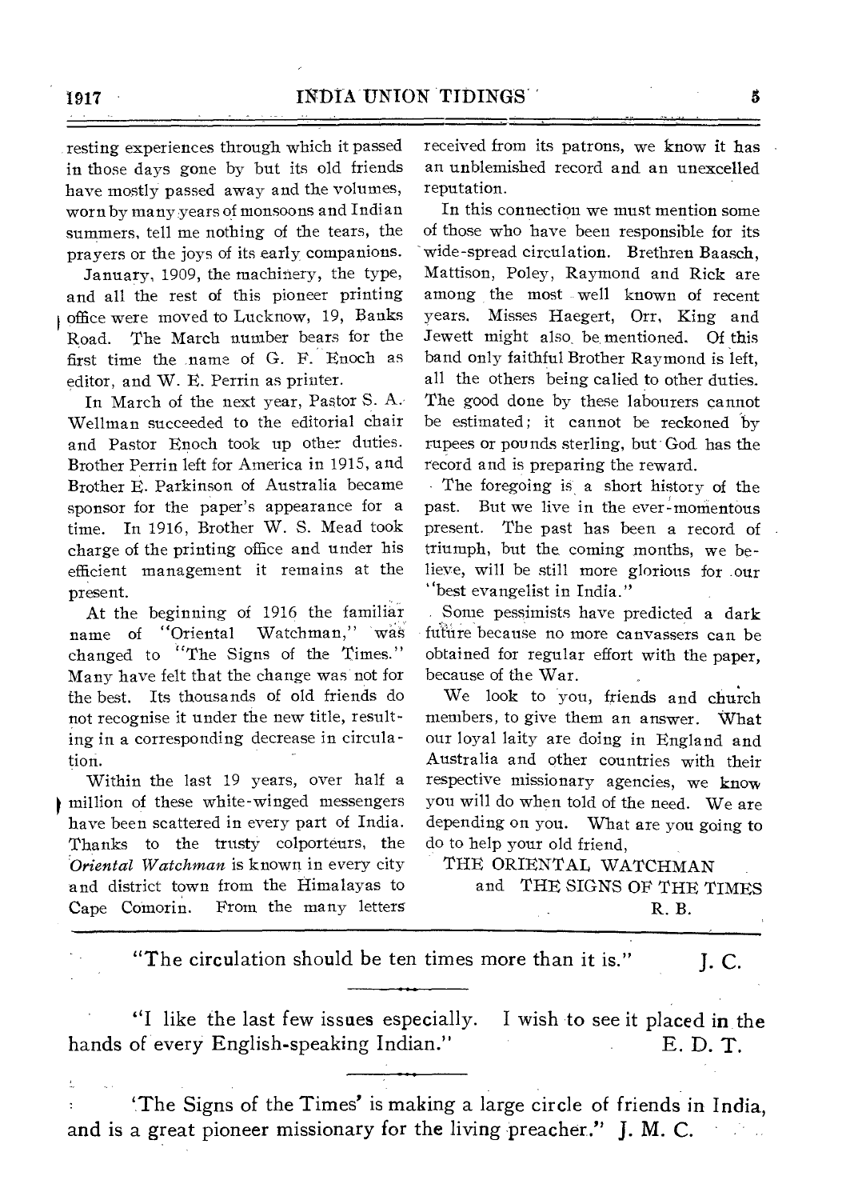resting experiences through which it passed in those days gone by but its old friends have mostly passed away and the volumes, worn by many years of monsoons and Indian summers, tell me nothing of the tears, the prayers or the joys of its early companions.

January, 1909, the machinery, the type, and all the rest of this pioneer printing office were moved to Lucknow, 19, Banks Road. The March number bears for the first time the name of G. F. Enoch as editor, and W. E. Perrin as printer.

In March of the next year, Pastor S. A. Wellman succeeded to the editorial chair and Pastor Enoch took up other duties. Brother Perrin left for America in 1915, and Brother E. Parkinson of Australia became sponsor for the paper's appearance for a time. In 1916, Brother W. S. Mead took charge of the printing office and under his efficient management it remains at the present.

At the beginning of 1916 the familiar name of "Oriental Watchman," was changed to "The Signs of the Times." Many have felt that the change was not for the best. Its thousands of old friends do not recognise it under the new title, resulting in a corresponding decrease in circulation.

Within the last 19 years, over half a million of these white-winged messengers have been scattered in every part of India. Thanks to the trusty colporteurs, the *Oriental Watchman* is known in every city and district town from the Himalayas to Cape Comorin. From the many letters received from its patrons, we know it has an unblemished record and an unexcelled reputation.

In this connection we must mention some of those who have been responsible for its wide-spread circulation. Brethren Baasch, Mattison, Poley, Raymond and Rick are among the most well known of recent years. Misses Haegert, Orr, King and Jewett might also be mentioned. Of this band only faithful Brother Raymond is left, all the others being called to other duties. The good done by these labourers cannot be estimated; it cannot be reckoned by rupees or pounds sterling, but God has the record and is preparing the reward.

The foregoing is a short history of the past. But we live in the ever-momentous present. The past has been a record of triumph, but the coming months, we believe, will be still more glorious for our "best evangelist in India."

Some pessimists have predicted a dark future because no more canvassers can be obtained for regular effort with the paper, because of the War.

We look to you, friends and church members, to give them an answer. What our loyal laity are doing in England and Australia and other countries with their respective missionary agencies, we know you will do when told of the need. We are depending on you. What are you going to do to help your old friend,

THE ORIENTAL WATCHMAN
and THE SIGNS OF THE TIMES

R. B.

---

"The circulation should be ten times more than it is." J. C.

---

"I like the last few issues especially. I wish to see it placed in the hands of every English-speaking Indian." E. D. T.

---

'The Signs of the Times' is making a large circle of friends in India, and is a great pioneer missionary for the living preacher." J. M. C.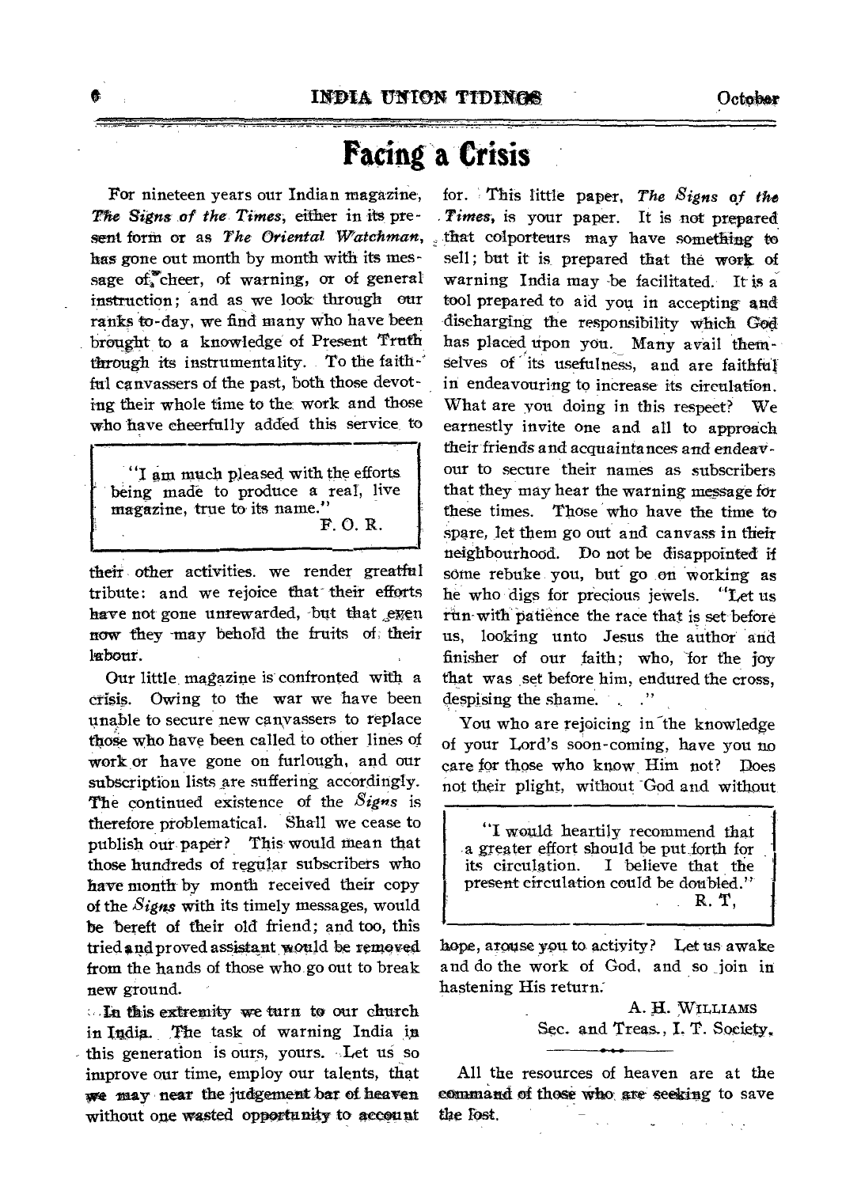# Facing a Crisis

For nineteen years our Indian magazine, *The Signs of the Times*, either in its present form or as *The Oriental Watchman*, has gone out month by month with its message of cheer, of warning, or of general instruction; and as we look through our ranks to-day, we find many who have been brought to a knowledge of Present Truth through its instrumentality. To the faithful canvassers of the past, both those devoting their whole time to the work and those who have cheerfully added this service to their other activities. we render greatful tribute: and we rejoice that their efforts have not gone unrewarded, but that even now they may behold the fruits of their labour.

> "I am much pleased with the efforts being made to produce a real, live magazine, true to its name."
>
> F. O. R.

Our little magazine is confronted with a crisis. Owing to the war we have been unable to secure new canvassers to replace those who have been called to other lines of work or have gone on furlough, and our subscription lists are suffering accordingly. The continued existence of the *Signs* is therefore problematical. Shall we cease to publish our paper? This would mean that those hundreds of regular subscribers who have month by month received their copy of the *Signs* with its timely messages, would be bereft of their old friend; and too, this tried and proved assistant would be removed from the hands of those who go out to break new ground.

In this extremity we turn to our church in India. The task of warning India in this generation is ours, yours. Let us so improve our time, employ our talents, that we may near the judgement bar of heaven without one wasted opportunity to account for. This little paper, *The Signs of the Times*, is your paper. It is not prepared that colporteurs may have something to sell; but it is prepared that the work of warning India may be facilitated. It is a tool prepared to aid you in accepting and discharging the responsibility which God has placed upon you. Many avail themselves of its usefulness, and are faithful in endeavouring to increase its circulation. What are you doing in this respect? We earnestly invite one and all to approach their friends and acquaintances and endeavour to secure their names as subscribers that they may hear the warning message for these times. Those who have the time to spare, let them go out and canvass in their neighbourhood. Do not be disappointed if some rebuke you, but go on working as he who digs for precious jewels. "Let us run with patience the race that is set before us, looking unto Jesus the author and finisher of our faith; who, for the joy that was set before him, endured the cross, despising the shame. . ."

You who are rejoicing in the knowledge of your Lord's soon-coming, have you no care for those who know Him not? Does not their plight, without God and without hope, arouse you to activity? Let us awake and do the work of God, and so join in hastening His return.

> "I would heartily recommend that a greater effort should be put forth for its circulation. I believe that the present circulation could be doubled."
>
> R. T,

A. H. WILLIAMS
Sec. and Treas., I. T. Society.

---

All the resources of heaven are at the command of those who are seeking to save the lost.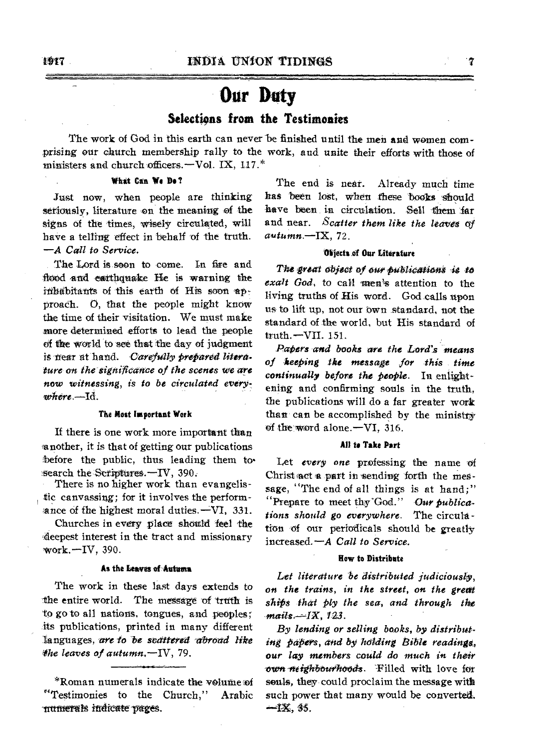# Our Duty

## Selections from the Testimonies

The work of God in this earth can never be finished until the men and women comprising our church membership rally to the work, and unite their efforts with those of ministers and church officers.—Vol. IX, 117.*

### What Can We Do?

Just now, when people are thinking seriously, literature on the meaning of the signs of the times, wisely circulated, will have a telling effect in behalf of the truth. —*A Call to Service.*

The Lord is soon to come. In fire and flood and earthquake He is warning the inhabitants of this earth of His soon approach. O, that the people might know the time of their visitation. We must make more determined efforts to lead the people of the world to see that the day of judgment is near at hand. *Carefully prepared literature on the significance of the scenes we are now witnessing, is to be circulated everywhere.*—Id.

### The Most Important Work

If there is one work more important than another, it is that of getting our publications before the public, thus leading them to search the Scriptures.—IV, 390.

There is no higher work than evangelistic canvassing; for it involves the performance of the highest moral duties.—VI, 331.

Churches in every place should feel the deepest interest in the tract and missionary work.—IV, 390.

### As the Leaves of Autumn

The work in these last days extends to the entire world. The message of truth is to go to all nations, tongues, and peoples; its publications, printed in many different languages, *are to be scattered abroad like the leaves of autumn.*—IV, 79.

*Roman numerals indicate the volume of "Testimonies to the Church," Arabic numerals indicate pages.

The end is near. Already much time has been lost, when these books should have been in circulation. Sell them far and near. *Scatter them like the leaves of autumn.*—IX, 72.

### Objects of Our Literature

*The great object of our publications is to exalt God*, to call men's attention to the living truths of His word. God calls upon us to lift up, not our own standard, not the standard of the world, but His standard of truth.—VII. 151.

*Papers and books are the Lord's means of keeping the message for this time continually before the people.* In enlightening and confirming souls in the truth, the publications will do a far greater work than can be accomplished by the ministry of the word alone.—VI, 316.

### All to Take Part

Let *every one* professing the name of Christ act a part in sending forth the message, "The end of all things is at hand;" "Prepare to meet thy God." *Our publications should go everywhere.* The circulation of our periodicals should be greatly increased.—*A Call to Service.*

### How to Distribute

*Let literature be distributed judiciously, on the trains, in the street, on the great ships that ply the sea, and through the mails.*—IX, 123.

*By lending or selling books, by distributing papers, and by holding Bible readings, our lay members could do much in their own neighbourhoods.* Filled with love for souls, they could proclaim the message with such power that many would be converted. —IX, 35.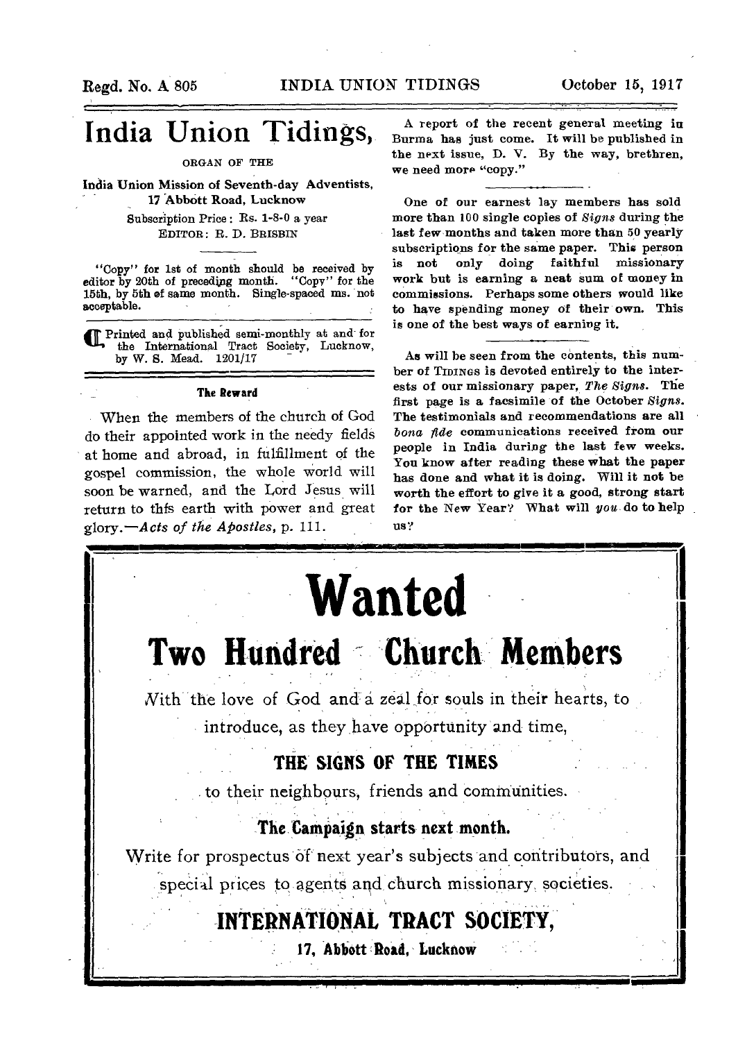Regd. No. A 805

# India Union Tidings,

ORGAN OF THE

India Union Mission of Seventh-day Adventists, 17 Abbott Road, Lucknow

Subscription Price: Rs. 1-8-0 a year

EDITOR: R. D. BRISBIN

"Copy" for 1st of month should be received by editor by 20th of preceding month. "Copy" for the 15th, by 5th of same month. Single-spaced ms. not acceptable.

Printed and published semi-monthly at and for the International Tract Society, Lucknow, by W. S. Mead. 1201/17

### The Reward

When the members of the church of God do their appointed work in the needy fields at home and abroad, in fulfillment of the gospel commission, the whole world will soon be warned, and the Lord Jesus will return to this earth with power and great glory.—*Acts of the Apostles*, p. 111.

A report of the recent general meeting in Burma has just come. It will be published in the next issue, D. V. By the way, brethren, we need more "copy."

One of our earnest lay members has sold more than 100 single copies of *Signs* during the last few months and taken more than 50 yearly subscriptions for the same paper. This person is not only doing faithful missionary work but is earning a neat sum of money in commissions. Perhaps some others would like to have spending money of their own. This is one of the best ways of earning it.

As will be seen from the contents, this number of TIDINGS is devoted entirely to the interests of our missionary paper, *The Signs*. The first page is a facsimile of the October *Signs*. The testimonials and recommendations are all *bona fide* communications received from our people in India during the last few weeks. You know after reading these what the paper has done and what it is doing. Will it not be worth the effort to give it a good, strong start for the New Year? What will *you* do to help us?

# Wanted

## Two Hundred Church Members

With the love of God and a zeal for souls in their hearts, to introduce, as they have opportunity and time,

### THE SIGNS OF THE TIMES

to their neighbours, friends and communities.

**The Campaign starts next month.**

Write for prospectus of next year's subjects and contributors, and special prices to agents and church missionary societies.

**INTERNATIONAL TRACT SOCIETY,**

**17, Abbott Road, Lucknow**